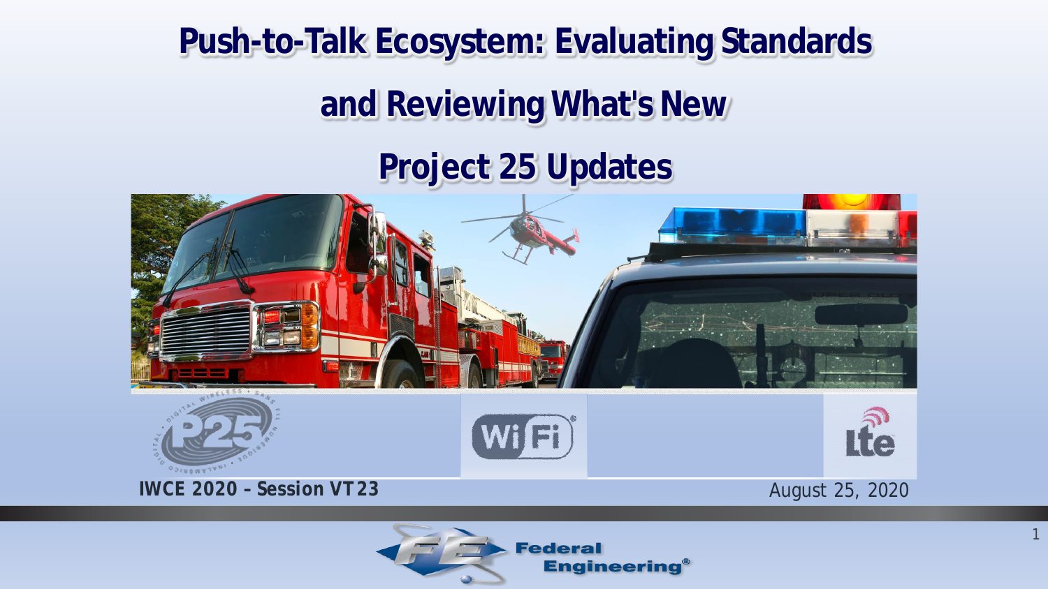# Push-to-Talk Ecosystem: Evaluating Standards and Reviewing What's New

## Project 25 Updates

**IWCE 2020 – Session VT23**

August 25, 2020

Federal Engineering®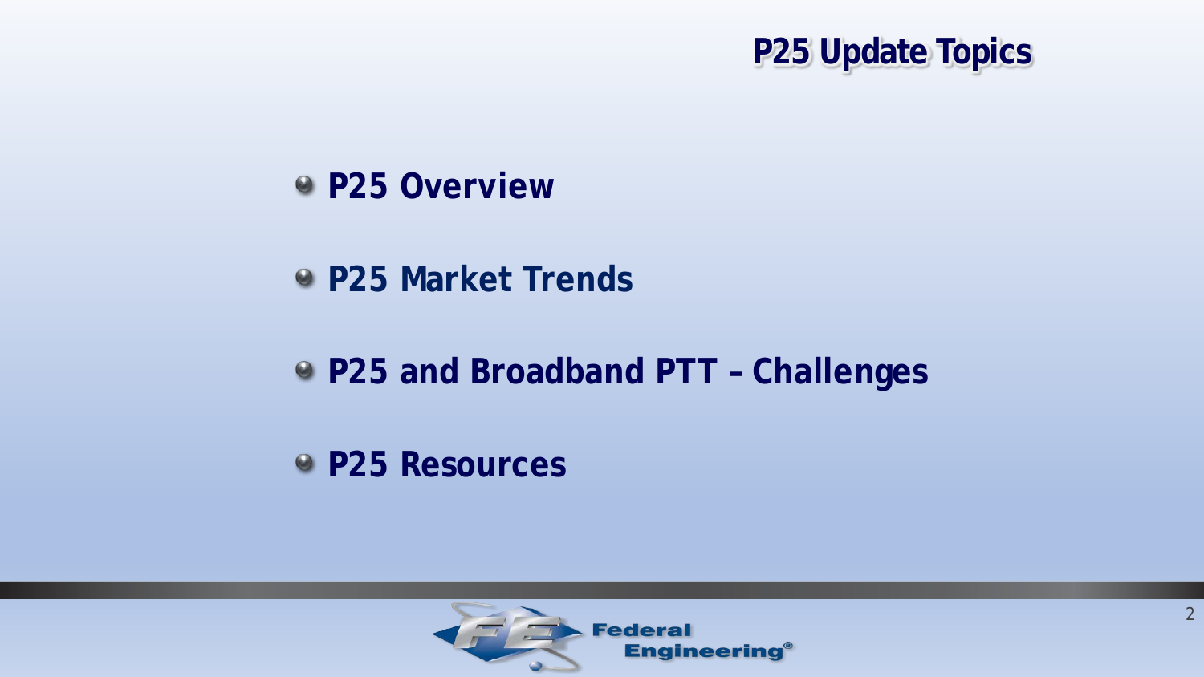# P25 Update Topics

- **P25 Overview**
- **P25 Market Trends**
- **P25 and Broadband PTT – Challenges**
- **P25 Resources**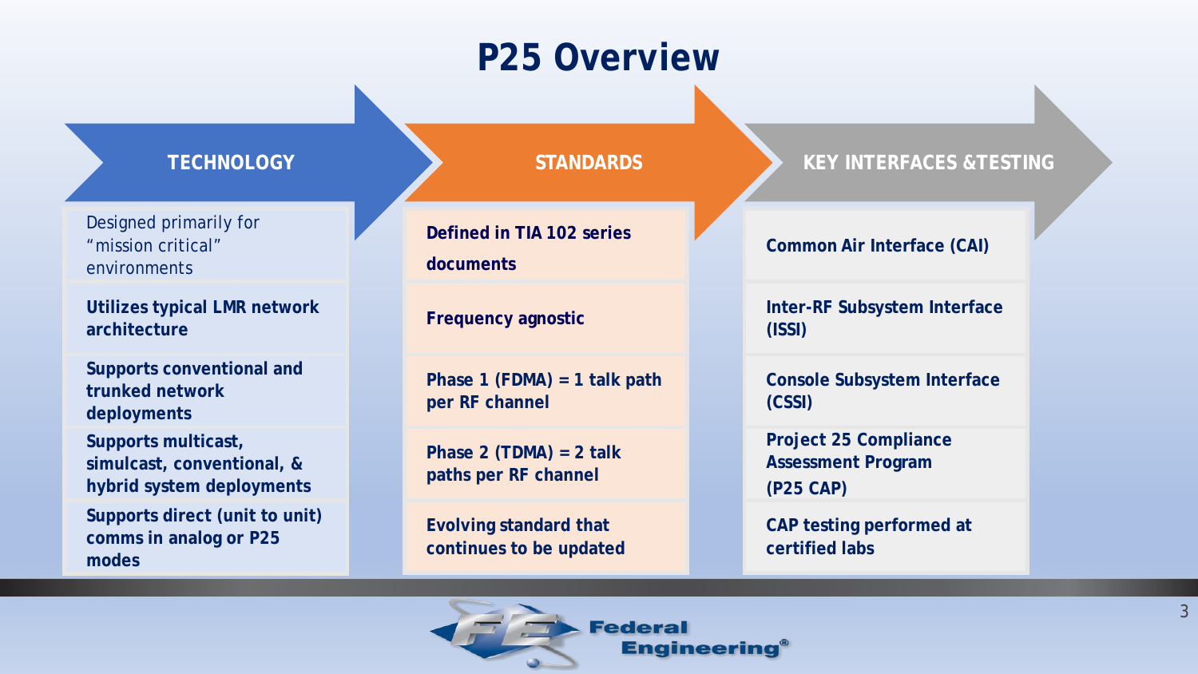# P25 Overview

## TECHNOLOGY

- Designed primarily for "mission critical" environments
- **Utilizes typical LMR network architecture**
- **Supports conventional and trunked network deployments**
- **Supports multicast, simulcast, conventional, & hybrid system deployments**
- **Supports direct (unit to unit) comms in analog or P25 modes**

## STANDARDS

- **Defined in TIA 102 series documents**
- **Frequency agnostic**
- **Phase 1 (FDMA) = 1 talk path per RF channel**
- **Phase 2 (TDMA) = 2 talk paths per RF channel**
- **Evolving standard that continues to be updated**

## KEY INTERFACES &TESTING

- **Common Air Interface (CAI)**
- **Inter-RF Subsystem Interface (ISSI)**
- **Console Subsystem Interface (CSSI)**
- **Project 25 Compliance Assessment Program (P25 CAP)**
- **CAP testing performed at certified labs**

Federal Engineering®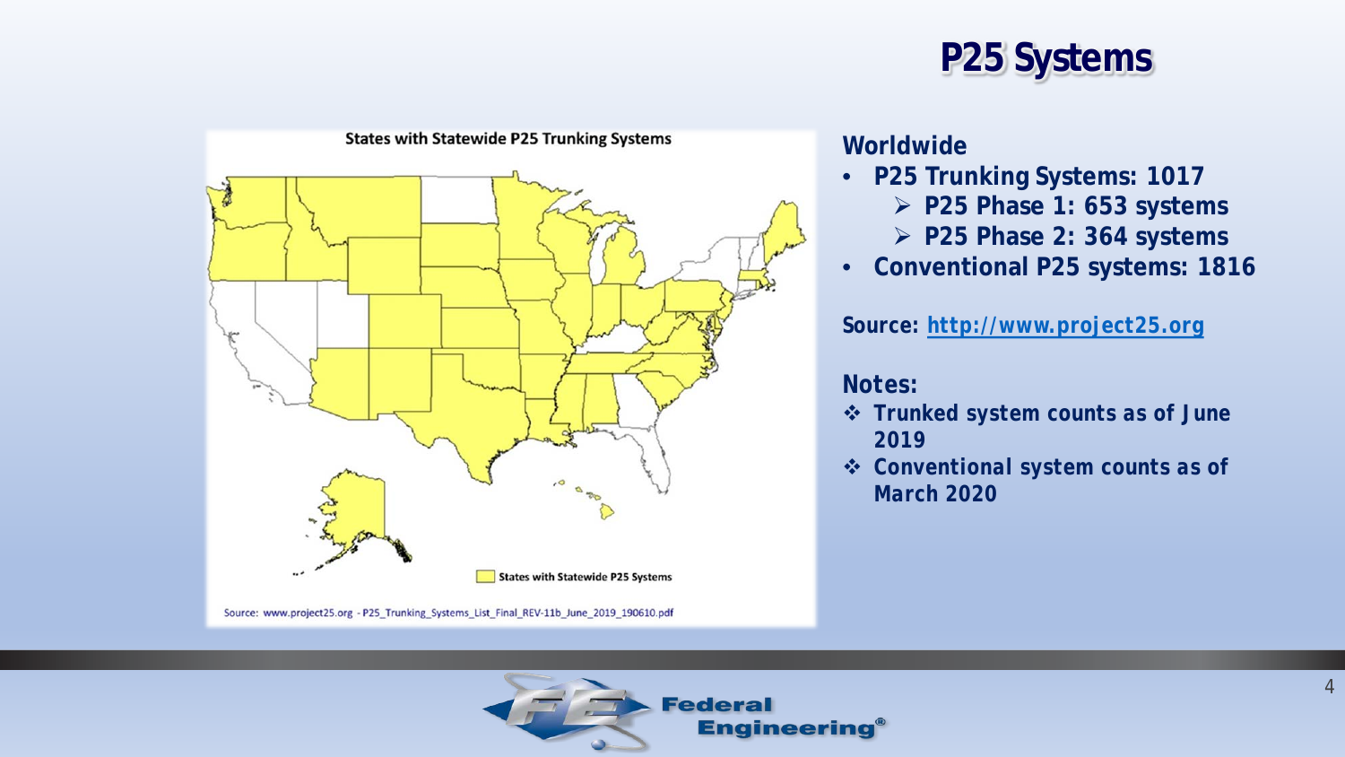# P25 Systems

States with Statewide P25 Trunking Systems

States with Statewide P25 Systems

Source: www.project25.org - P25_Trunking_Systems_List_Final_REV-11b_June_2019_190610.pdf

**Worldwide**

- **P25 Trunking Systems: 1017**
  - **P25 Phase 1: 653 systems**
  - **P25 Phase 2: 364 systems**
- **Conventional P25 systems: 1816**

**Source: [http://www.project25.org](http://www.project25.org)**

**Notes:**

- **Trunked system counts as of June 2019**
- **Conventional system counts as of March 2020**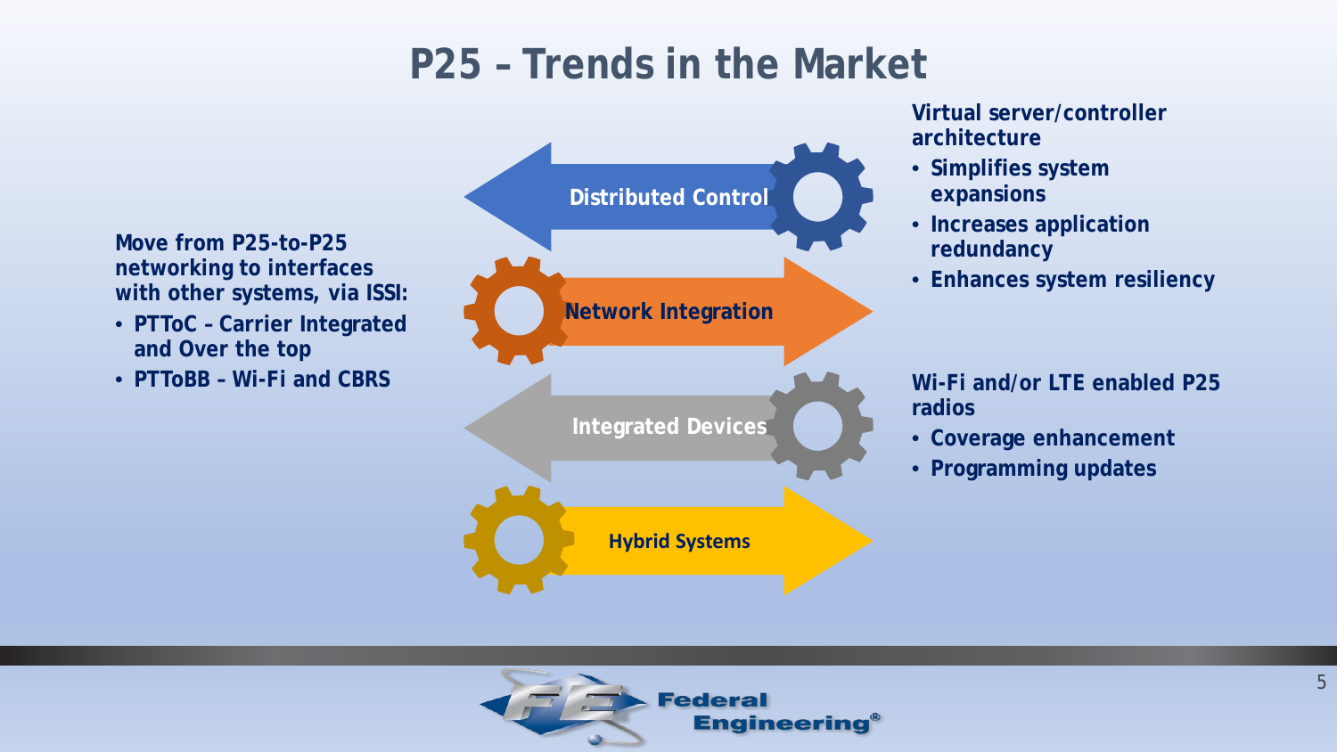# P25 – Trends in the Market

**Move from P25-to-P25 networking to interfaces with other systems, via ISSI:**

- **PTToC – Carrier Integrated and Over the top**
- **PTToBB – Wi-Fi and CBRS**

**Distributed Control**

**Network Integration**

**Integrated Devices**

**Hybrid Systems**

**Virtual server/controller architecture**

- **Simplifies system expansions**
- **Increases application redundancy**
- **Enhances system resiliency**

**Wi-Fi and/or LTE enabled P25 radios**

- **Coverage enhancement**
- **Programming updates**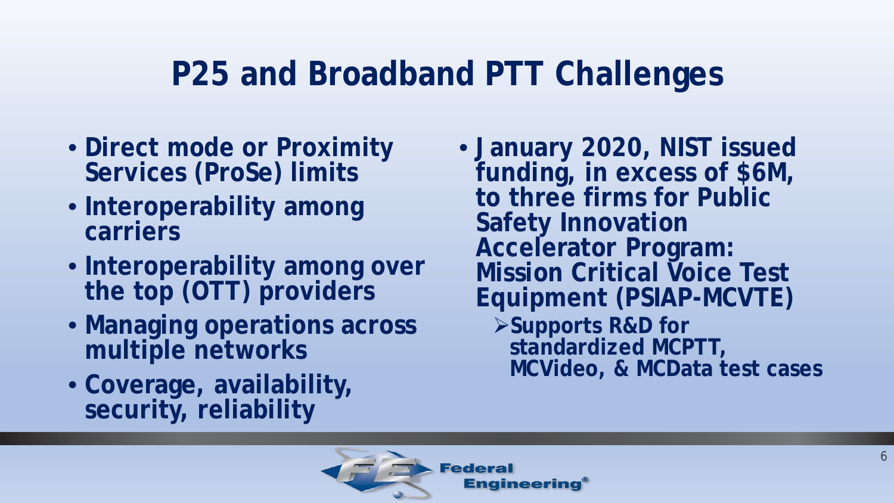# P25 and Broadband PTT Challenges

- **Direct mode or Proximity Services (ProSe) limits**
- **Interoperability among carriers**
- **Interoperability among over the top (OTT) providers**
- **Managing operations across multiple networks**
- **Coverage, availability, security, reliability**

- **January 2020, NIST issued funding, in excess of $6M, to three firms for Public Safety Innovation Accelerator Program: Mission Critical Voice Test Equipment (PSIAP-MCVTE)**
  - **Supports R&D for standardized MCPTT, MCVideo, & MCData test cases**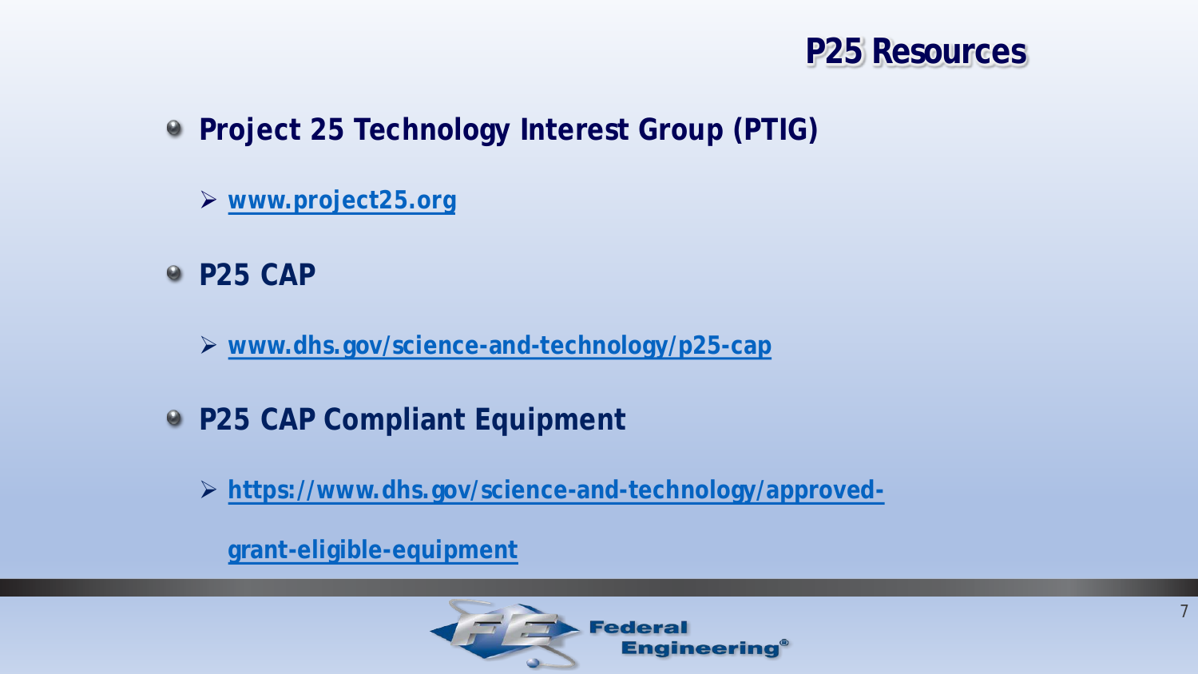# P25 Resources

- **Project 25 Technology Interest Group (PTIG)**
  - **www.project25.org**
- **P25 CAP**
  - **www.dhs.gov/science-and-technology/p25-cap**
- **P25 CAP Compliant Equipment**
  - **https://www.dhs.gov/science-and-technology/approved-grant-eligible-equipment**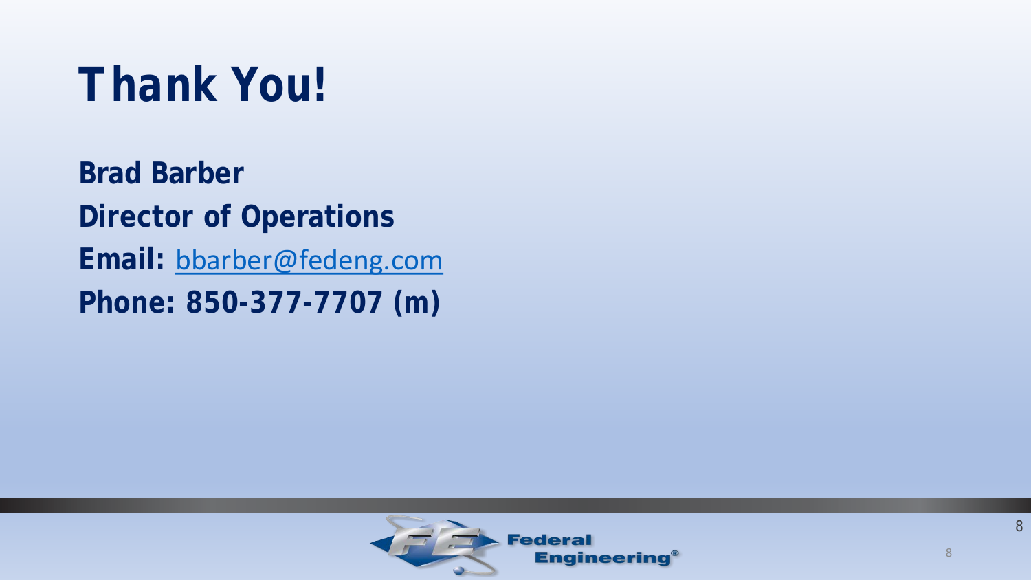# Thank You!

**Brad Barber**

**Director of Operations**

**Email:** bbarber@fedeng.com

**Phone: 850-377-7707 (m)**

Federal Engineering®